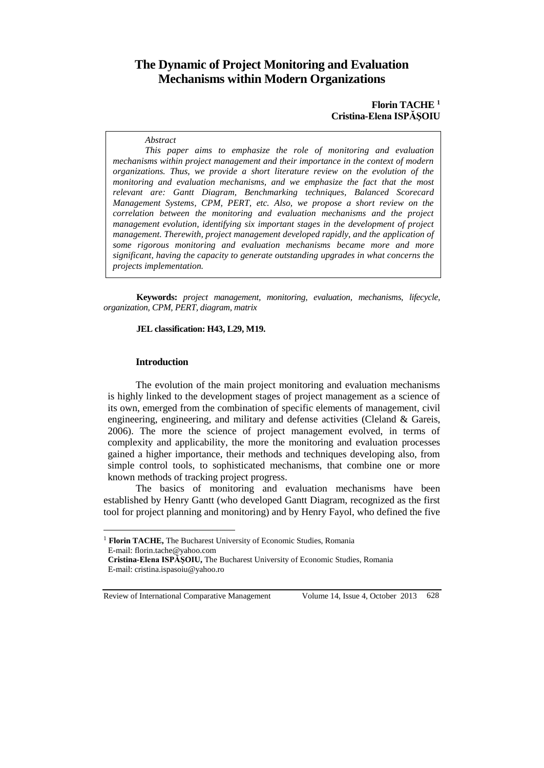# The Dynamic of Project Monitoring and Evaluation Mechanisms within Modern Organizations

**Florin TACHE** [1]
**Cristina-Elena ISPĂȘOIU**

*Abstract*

*This paper aims to emphasize the role of monitoring and evaluation mechanisms within project management and their importance in the context of modern organizations. Thus, we provide a short literature review on the evolution of the monitoring and evaluation mechanisms, and we emphasize the fact that the most relevant are: Gantt Diagram, Benchmarking techniques, Balanced Scorecard Management Systems, CPM, PERT, etc. Also, we propose a short review on the correlation between the monitoring and evaluation mechanisms and the project management evolution, identifying six important stages in the development of project management. Therewith, project management developed rapidly, and the application of some rigorous monitoring and evaluation mechanisms became more and more significant, having the capacity to generate outstanding upgrades in what concerns the projects implementation.*

**Keywords:** *project management, monitoring, evaluation, mechanisms, lifecycle, organization, CPM, PERT, diagram, matrix*

**JEL classification: H43, L29, M19.**

## Introduction

The evolution of the main project monitoring and evaluation mechanisms is highly linked to the development stages of project management as a science of its own, emerged from the combination of specific elements of management, civil engineering, engineering, and military and defense activities (Cleland & Gareis, 2006). The more the science of project management evolved, in terms of complexity and applicability, the more the monitoring and evaluation processes gained a higher importance, their methods and techniques developing also, from simple control tools, to sophisticated mechanisms, that combine one or more known methods of tracking project progress.

The basics of monitoring and evaluation mechanisms have been established by Henry Gantt (who developed Gantt Diagram, recognized as the first tool for project planning and monitoring) and by Henry Fayol, who defined the five

---

[1] **Florin TACHE,** The Bucharest University of Economic Studies, Romania
E-mail: florin.tache@yahoo.com
**Cristina-Elena ISPĂȘOIU,** The Bucharest University of Economic Studies, Romania
E-mail: cristina.ispasoiu@yahoo.ro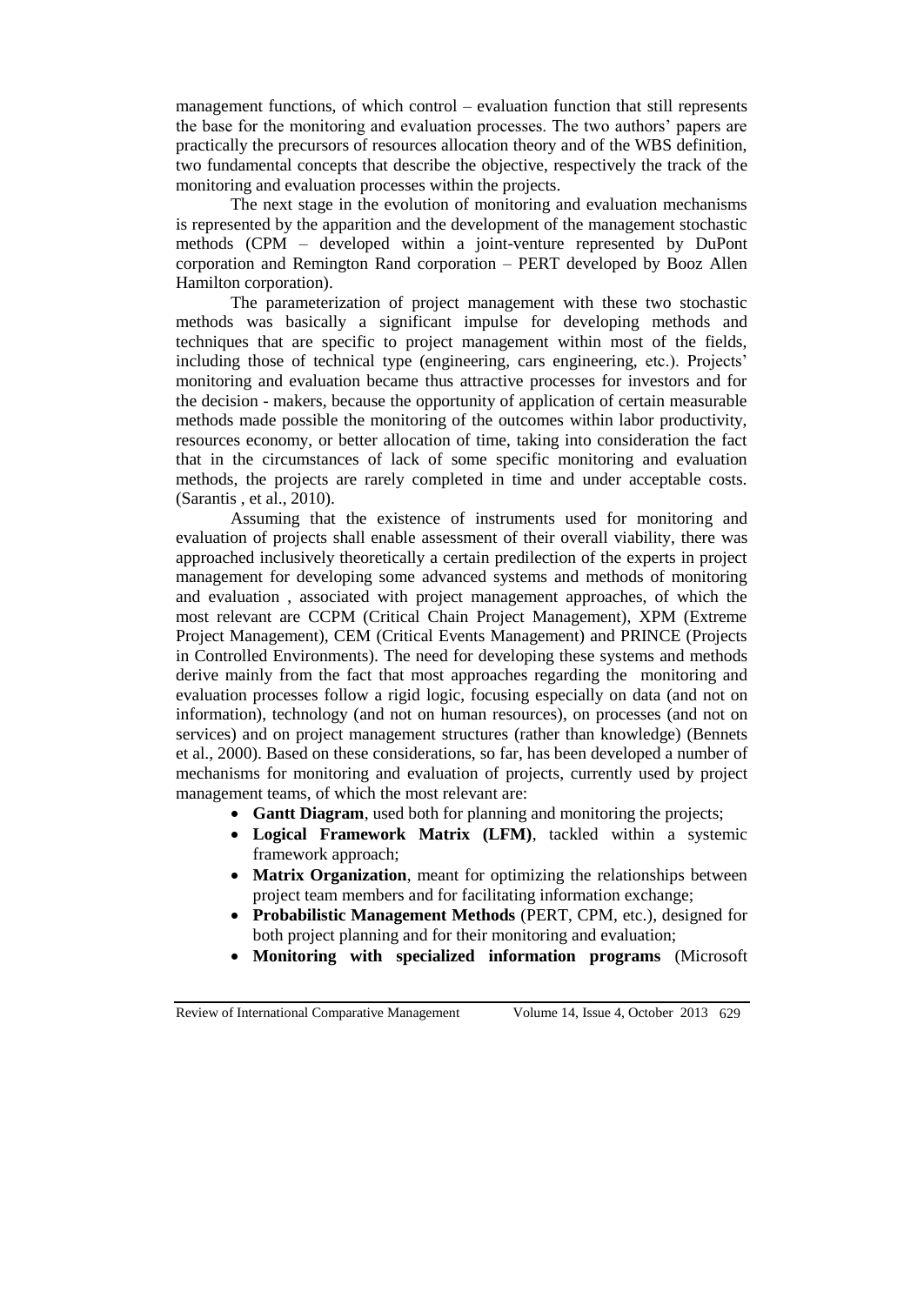management functions, of which control – evaluation function that still represents the base for the monitoring and evaluation processes. The two authors' papers are practically the precursors of resources allocation theory and of the WBS definition, two fundamental concepts that describe the objective, respectively the track of the monitoring and evaluation processes within the projects.

The next stage in the evolution of monitoring and evaluation mechanisms is represented by the apparition and the development of the management stochastic methods (CPM – developed within a joint-venture represented by DuPont corporation and Remington Rand corporation – PERT developed by Booz Allen Hamilton corporation).

The parameterization of project management with these two stochastic methods was basically a significant impulse for developing methods and techniques that are specific to project management within most of the fields, including those of technical type (engineering, cars engineering, etc.). Projects' monitoring and evaluation became thus attractive processes for investors and for the decision - makers, because the opportunity of application of certain measurable methods made possible the monitoring of the outcomes within labor productivity, resources economy, or better allocation of time, taking into consideration the fact that in the circumstances of lack of some specific monitoring and evaluation methods, the projects are rarely completed in time and under acceptable costs. (Sarantis , et al., 2010).

Assuming that the existence of instruments used for monitoring and evaluation of projects shall enable assessment of their overall viability, there was approached inclusively theoretically a certain predilection of the experts in project management for developing some advanced systems and methods of monitoring and evaluation , associated with project management approaches, of which the most relevant are CCPM (Critical Chain Project Management), XPM (Extreme Project Management), CEM (Critical Events Management) and PRINCE (Projects in Controlled Environments). The need for developing these systems and methods derive mainly from the fact that most approaches regarding the monitoring and evaluation processes follow a rigid logic, focusing especially on data (and not on information), technology (and not on human resources), on processes (and not on services) and on project management structures (rather than knowledge) (Bennets et al., 2000). Based on these considerations, so far, has been developed a number of mechanisms for monitoring and evaluation of projects, currently used by project management teams, of which the most relevant are:

- **Gantt Diagram**, used both for planning and monitoring the projects;
- **Logical Framework Matrix (LFM)**, tackled within a systemic framework approach;
- **Matrix Organization**, meant for optimizing the relationships between project team members and for facilitating information exchange;
- **Probabilistic Management Methods** (PERT, CPM, etc.), designed for both project planning and for their monitoring and evaluation;
- **Monitoring with specialized information programs** (Microsoft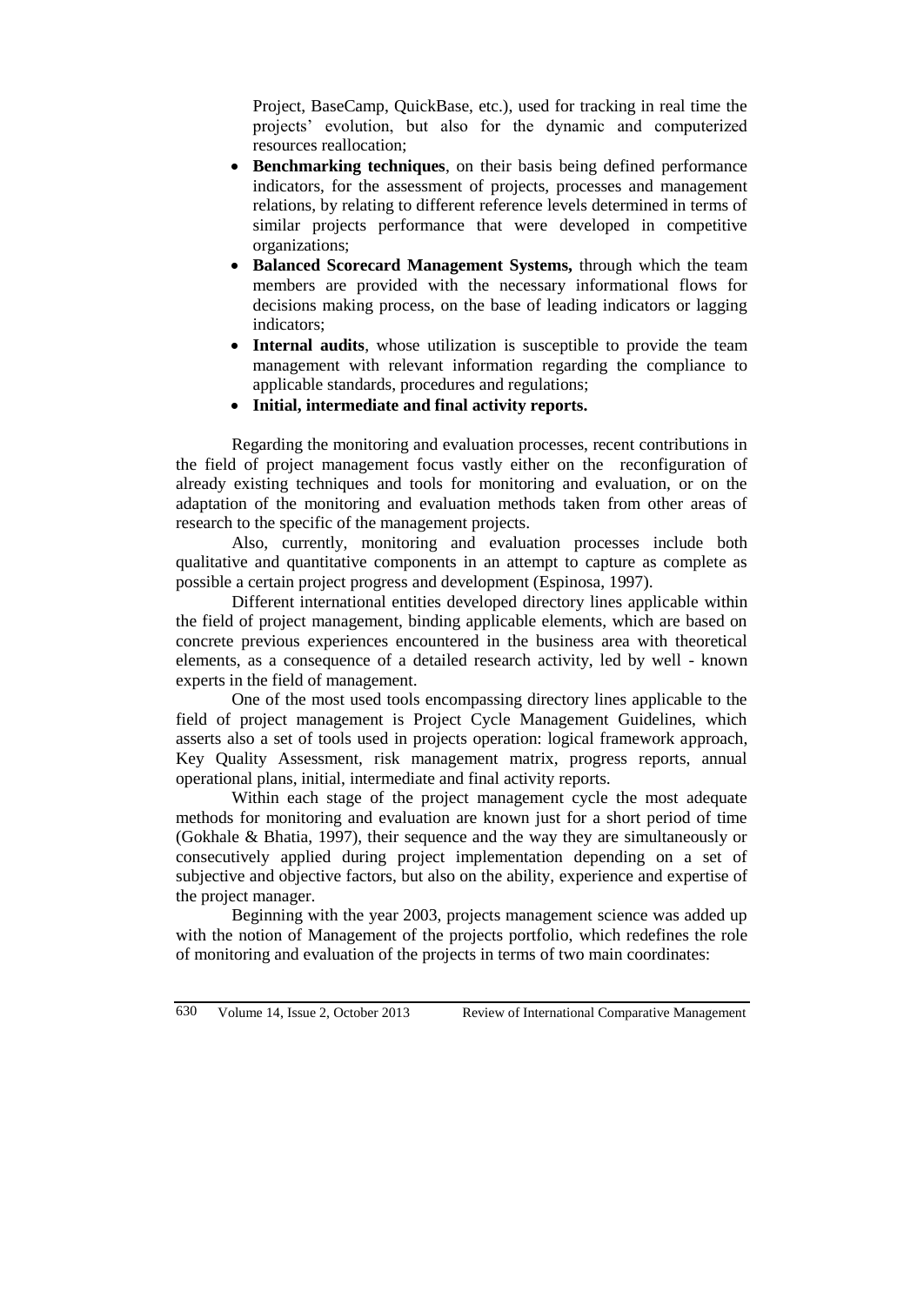Project, BaseCamp, QuickBase, etc.), used for tracking in real time the projects' evolution, but also for the dynamic and computerized resources reallocation;

- **Benchmarking techniques**, on their basis being defined performance indicators, for the assessment of projects, processes and management relations, by relating to different reference levels determined in terms of similar projects performance that were developed in competitive organizations;
- **Balanced Scorecard Management Systems,** through which the team members are provided with the necessary informational flows for decisions making process, on the base of leading indicators or lagging indicators;
- **Internal audits**, whose utilization is susceptible to provide the team management with relevant information regarding the compliance to applicable standards, procedures and regulations;
- **Initial, intermediate and final activity reports.**

Regarding the monitoring and evaluation processes, recent contributions in the field of project management focus vastly either on the reconfiguration of already existing techniques and tools for monitoring and evaluation, or on the adaptation of the monitoring and evaluation methods taken from other areas of research to the specific of the management projects.

Also, currently, monitoring and evaluation processes include both qualitative and quantitative components in an attempt to capture as complete as possible a certain project progress and development (Espinosa, 1997).

Different international entities developed directory lines applicable within the field of project management, binding applicable elements, which are based on concrete previous experiences encountered in the business area with theoretical elements, as a consequence of a detailed research activity, led by well - known experts in the field of management.

One of the most used tools encompassing directory lines applicable to the field of project management is Project Cycle Management Guidelines, which asserts also a set of tools used in projects operation: logical framework approach, Key Quality Assessment, risk management matrix, progress reports, annual operational plans, initial, intermediate and final activity reports.

Within each stage of the project management cycle the most adequate methods for monitoring and evaluation are known just for a short period of time (Gokhale & Bhatia, 1997), their sequence and the way they are simultaneously or consecutively applied during project implementation depending on a set of subjective and objective factors, but also on the ability, experience and expertise of the project manager.

Beginning with the year 2003, projects management science was added up with the notion of Management of the projects portfolio, which redefines the role of monitoring and evaluation of the projects in terms of two main coordinates: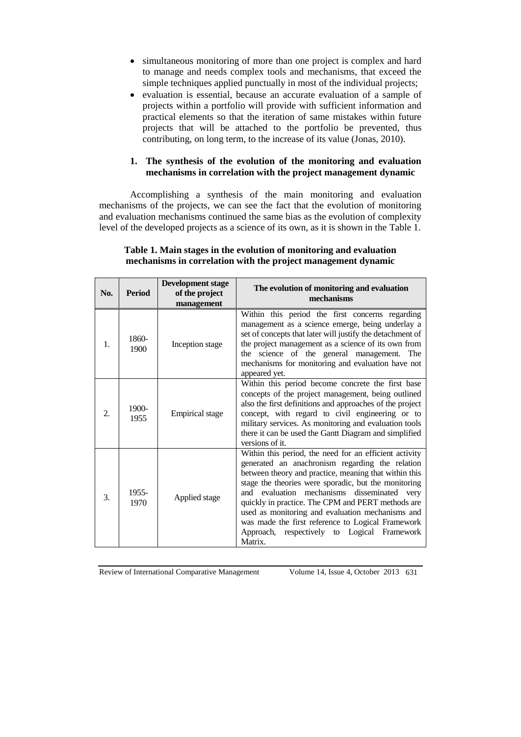- simultaneous monitoring of more than one project is complex and hard to manage and needs complex tools and mechanisms, that exceed the simple techniques applied punctually in most of the individual projects;
- evaluation is essential, because an accurate evaluation of a sample of projects within a portfolio will provide with sufficient information and practical elements so that the iteration of same mistakes within future projects that will be attached to the portfolio be prevented, thus contributing, on long term, to the increase of its value (Jonas, 2010).

## 1. The synthesis of the evolution of the monitoring and evaluation mechanisms in correlation with the project management dynamic

Accomplishing a synthesis of the main monitoring and evaluation mechanisms of the projects, we can see the fact that the evolution of monitoring and evaluation mechanisms continued the same bias as the evolution of complexity level of the developed projects as a science of its own, as it is shown in the Table 1.

**Table 1. Main stages in the evolution of monitoring and evaluation mechanisms in correlation with the project management dynamic**

| No. | Period | Development stage of the project management | The evolution of monitoring and evaluation mechanisms |
|---|---|---|---|
| 1. | 1860-1900 | Inception stage | Within this period the first concerns regarding management as a science emerge, being underlay a set of concepts that later will justify the detachment of the project management as a science of its own from the science of the general management. The mechanisms for monitoring and evaluation have not appeared yet. |
| 2. | 1900-1955 | Empirical stage | Within this period become concrete the first base concepts of the project management, being outlined also the first definitions and approaches of the project concept, with regard to civil engineering or to military services. As monitoring and evaluation tools there it can be used the Gantt Diagram and simplified versions of it. |
| 3. | 1955-1970 | Applied stage | Within this period, the need for an efficient activity generated an anachronism regarding the relation between theory and practice, meaning that within this stage the theories were sporadic, but the monitoring and evaluation mechanisms disseminated very quickly in practice. The CPM and PERT methods are used as monitoring and evaluation mechanisms and was made the first reference to Logical Framework Approach, respectively to Logical Framework Matrix. |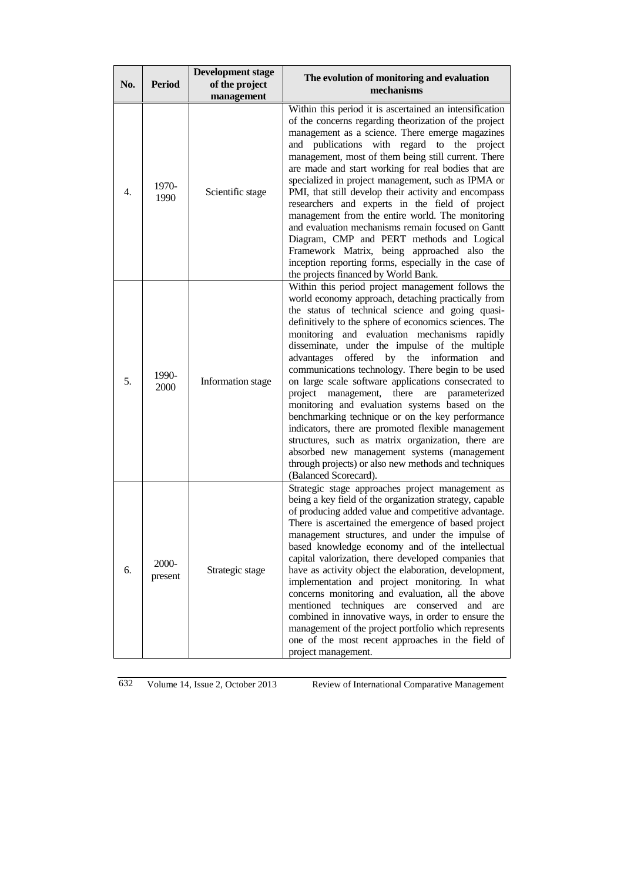| No. | Period | Development stage of the project management | The evolution of monitoring and evaluation mechanisms |
|---|---|---|---|
| 4. | 1970-1990 | Scientific stage | Within this period it is ascertained an intensification of the concerns regarding theorization of the project management as a science. There emerge magazines and publications with regard to the project management, most of them being still current. There are made and start working for real bodies that are specialized in project management, such as IPMA or PMI, that still develop their activity and encompass researchers and experts in the field of project management from the entire world. The monitoring and evaluation mechanisms remain focused on Gantt Diagram, CMP and PERT methods and Logical Framework Matrix, being approached also the inception reporting forms, especially in the case of the projects financed by World Bank. |
| 5. | 1990-2000 | Information stage | Within this period project management follows the world economy approach, detaching practically from the status of technical science and going quasi-definitively to the sphere of economics sciences. The monitoring and evaluation mechanisms rapidly disseminate, under the impulse of the multiple advantages offered by the information and communications technology. There begin to be used on large scale software applications consecrated to project management, there are parameterized monitoring and evaluation systems based on the benchmarking technique or on the key performance indicators, there are promoted flexible management structures, such as matrix organization, there are absorbed new management systems (management through projects) or also new methods and techniques (Balanced Scorecard). |
| 6. | 2000-present | Strategic stage | Strategic stage approaches project management as being a key field of the organization strategy, capable of producing added value and competitive advantage. There is ascertained the emergence of based project management structures, and under the impulse of based knowledge economy and of the intellectual capital valorization, there developed companies that have as activity object the elaboration, development, implementation and project monitoring. In what concerns monitoring and evaluation, all the above mentioned techniques are conserved and are combined in innovative ways, in order to ensure the management of the project portfolio which represents one of the most recent approaches in the field of project management. |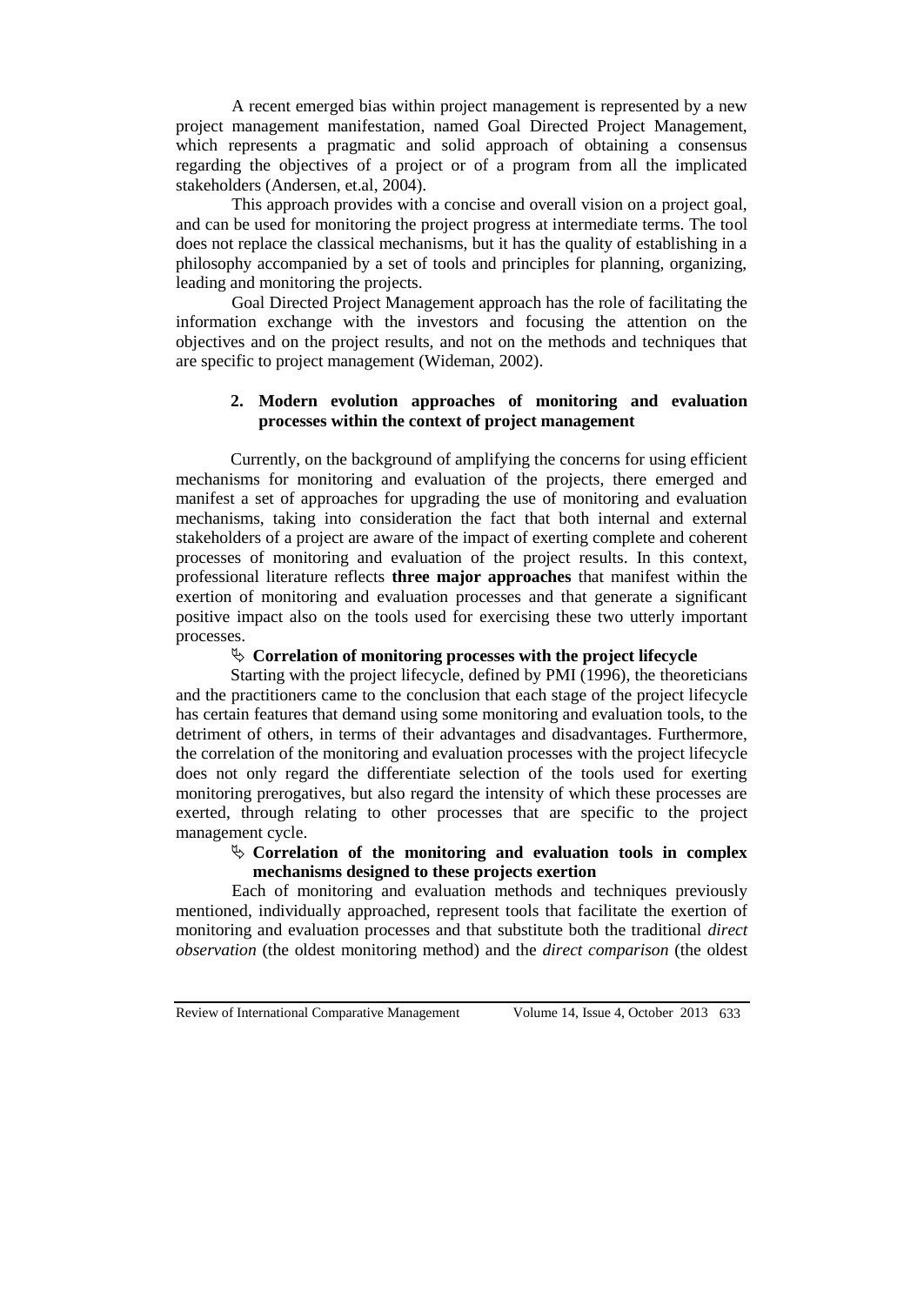A recent emerged bias within project management is represented by a new project management manifestation, named Goal Directed Project Management, which represents a pragmatic and solid approach of obtaining a consensus regarding the objectives of a project or of a program from all the implicated stakeholders (Andersen, et.al, 2004).

This approach provides with a concise and overall vision on a project goal, and can be used for monitoring the project progress at intermediate terms. The tool does not replace the classical mechanisms, but it has the quality of establishing in a philosophy accompanied by a set of tools and principles for planning, organizing, leading and monitoring the projects.

Goal Directed Project Management approach has the role of facilitating the information exchange with the investors and focusing the attention on the objectives and on the project results, and not on the methods and techniques that are specific to project management (Wideman, 2002).

## 2. Modern evolution approaches of monitoring and evaluation processes within the context of project management

Currently, on the background of amplifying the concerns for using efficient mechanisms for monitoring and evaluation of the projects, there emerged and manifest a set of approaches for upgrading the use of monitoring and evaluation mechanisms, taking into consideration the fact that both internal and external stakeholders of a project are aware of the impact of exerting complete and coherent processes of monitoring and evaluation of the project results. In this context, professional literature reflects **three major approaches** that manifest within the exertion of monitoring and evaluation processes and that generate a significant positive impact also on the tools used for exercising these two utterly important processes.

- **Correlation of monitoring processes with the project lifecycle**

Starting with the project lifecycle, defined by PMI (1996), the theoreticians and the practitioners came to the conclusion that each stage of the project lifecycle has certain features that demand using some monitoring and evaluation tools, to the detriment of others, in terms of their advantages and disadvantages. Furthermore, the correlation of the monitoring and evaluation processes with the project lifecycle does not only regard the differentiate selection of the tools used for exerting monitoring prerogatives, but also regard the intensity of which these processes are exerted, through relating to other processes that are specific to the project management cycle.

- **Correlation of the monitoring and evaluation tools in complex mechanisms designed to these projects exertion**

Each of monitoring and evaluation methods and techniques previously mentioned, individually approached, represent tools that facilitate the exertion of monitoring and evaluation processes and that substitute both the traditional *direct observation* (the oldest monitoring method) and the *direct comparison* (the oldest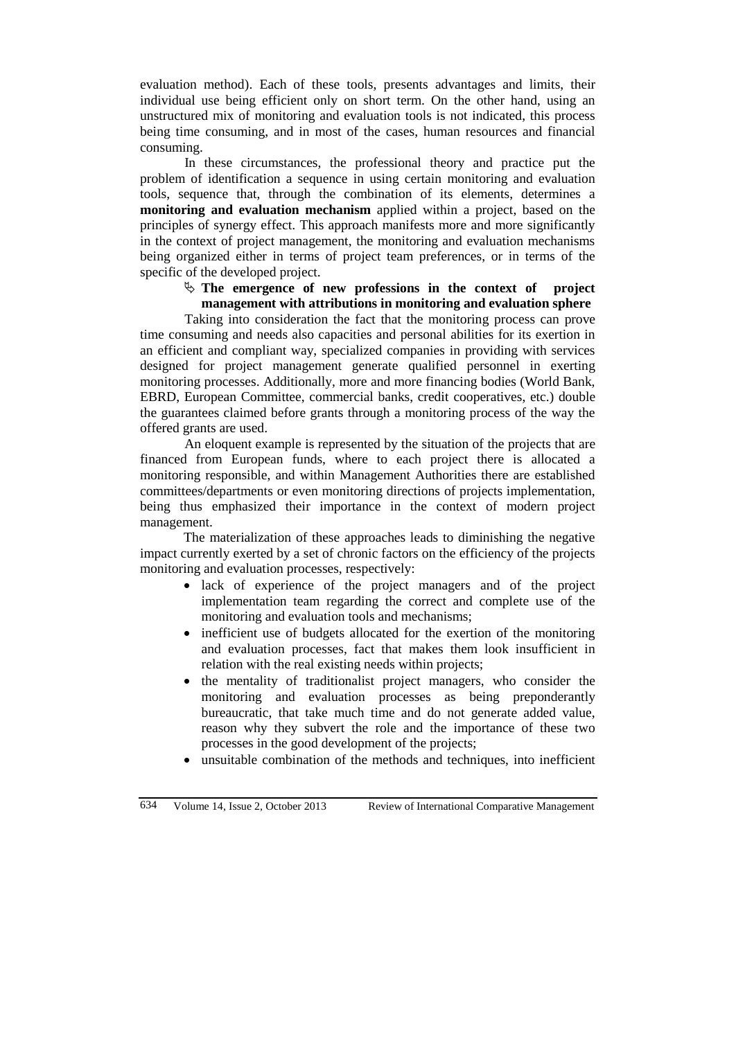evaluation method). Each of these tools, presents advantages and limits, their individual use being efficient only on short term. On the other hand, using an unstructured mix of monitoring and evaluation tools is not indicated, this process being time consuming, and in most of the cases, human resources and financial consuming.

In these circumstances, the professional theory and practice put the problem of identification a sequence in using certain monitoring and evaluation tools, sequence that, through the combination of its elements, determines a **monitoring and evaluation mechanism** applied within a project, based on the principles of synergy effect. This approach manifests more and more significantly in the context of project management, the monitoring and evaluation mechanisms being organized either in terms of project team preferences, or in terms of the specific of the developed project.

- **The emergence of new professions in the context of project management with attributions in monitoring and evaluation sphere**

Taking into consideration the fact that the monitoring process can prove time consuming and needs also capacities and personal abilities for its exertion in an efficient and compliant way, specialized companies in providing with services designed for project management generate qualified personnel in exerting monitoring processes. Additionally, more and more financing bodies (World Bank, EBRD, European Committee, commercial banks, credit cooperatives, etc.) double the guarantees claimed before grants through a monitoring process of the way the offered grants are used.

An eloquent example is represented by the situation of the projects that are financed from European funds, where to each project there is allocated a monitoring responsible, and within Management Authorities there are established committees/departments or even monitoring directions of projects implementation, being thus emphasized their importance in the context of modern project management.

The materialization of these approaches leads to diminishing the negative impact currently exerted by a set of chronic factors on the efficiency of the projects monitoring and evaluation processes, respectively:

- lack of experience of the project managers and of the project implementation team regarding the correct and complete use of the monitoring and evaluation tools and mechanisms;
- inefficient use of budgets allocated for the exertion of the monitoring and evaluation processes, fact that makes them look insufficient in relation with the real existing needs within projects;
- the mentality of traditionalist project managers, who consider the monitoring and evaluation processes as being preponderantly bureaucratic, that take much time and do not generate added value, reason why they subvert the role and the importance of these two processes in the good development of the projects;
- unsuitable combination of the methods and techniques, into inefficient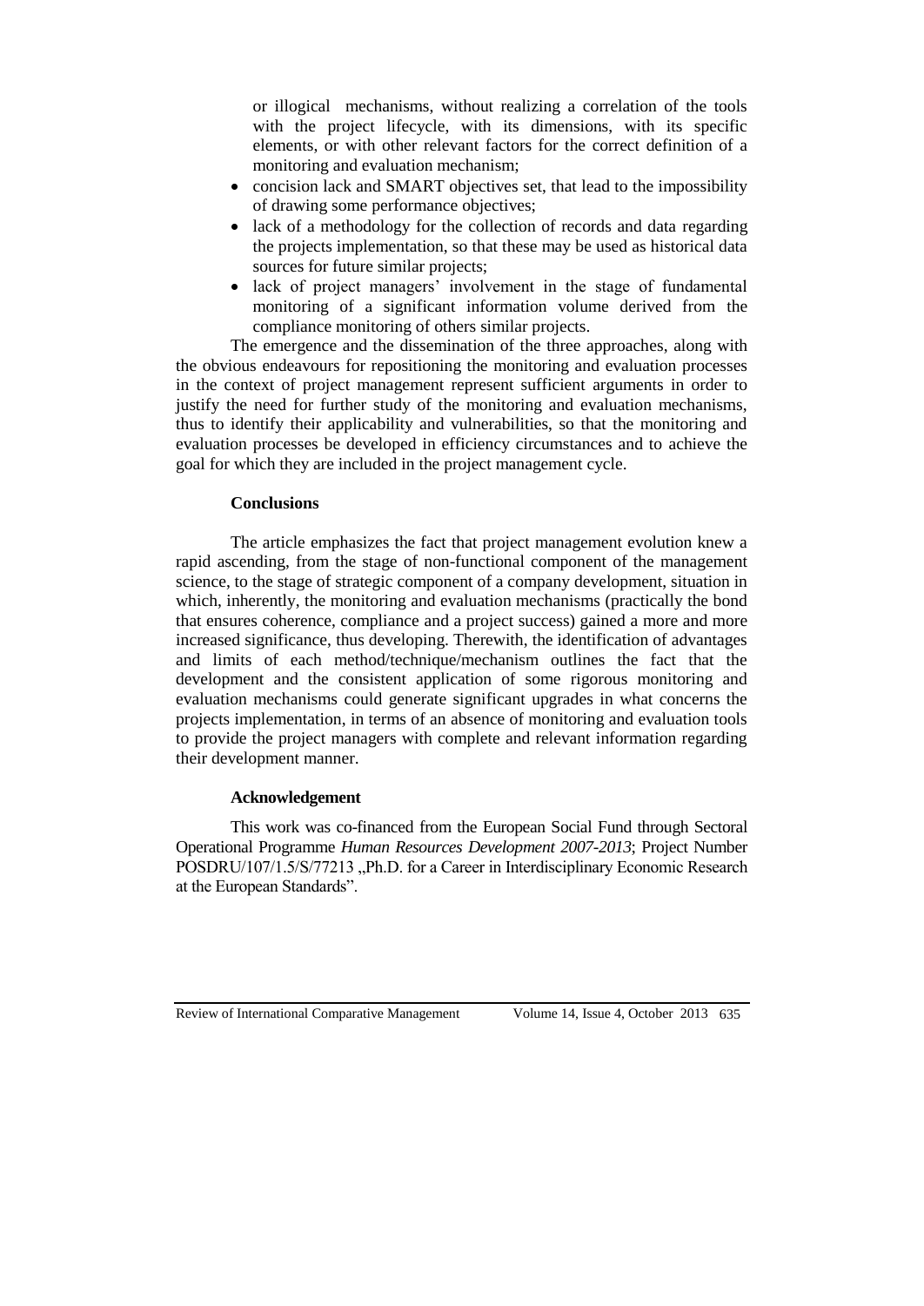or illogical mechanisms, without realizing a correlation of the tools with the project lifecycle, with its dimensions, with its specific elements, or with other relevant factors for the correct definition of a monitoring and evaluation mechanism;

- concision lack and SMART objectives set, that lead to the impossibility of drawing some performance objectives;
- lack of a methodology for the collection of records and data regarding the projects implementation, so that these may be used as historical data sources for future similar projects;
- lack of project managers' involvement in the stage of fundamental monitoring of a significant information volume derived from the compliance monitoring of others similar projects.

The emergence and the dissemination of the three approaches, along with the obvious endeavours for repositioning the monitoring and evaluation processes in the context of project management represent sufficient arguments in order to justify the need for further study of the monitoring and evaluation mechanisms, thus to identify their applicability and vulnerabilities, so that the monitoring and evaluation processes be developed in efficiency circumstances and to achieve the goal for which they are included in the project management cycle.

## Conclusions

The article emphasizes the fact that project management evolution knew a rapid ascending, from the stage of non-functional component of the management science, to the stage of strategic component of a company development, situation in which, inherently, the monitoring and evaluation mechanisms (practically the bond that ensures coherence, compliance and a project success) gained a more and more increased significance, thus developing. Therewith, the identification of advantages and limits of each method/technique/mechanism outlines the fact that the development and the consistent application of some rigorous monitoring and evaluation mechanisms could generate significant upgrades in what concerns the projects implementation, in terms of an absence of monitoring and evaluation tools to provide the project managers with complete and relevant information regarding their development manner.

## Acknowledgement

This work was co-financed from the European Social Fund through Sectoral Operational Programme *Human Resources Development 2007-2013*; Project Number POSDRU/107/1.5/S/77213 „Ph.D. for a Career in Interdisciplinary Economic Research at the European Standards".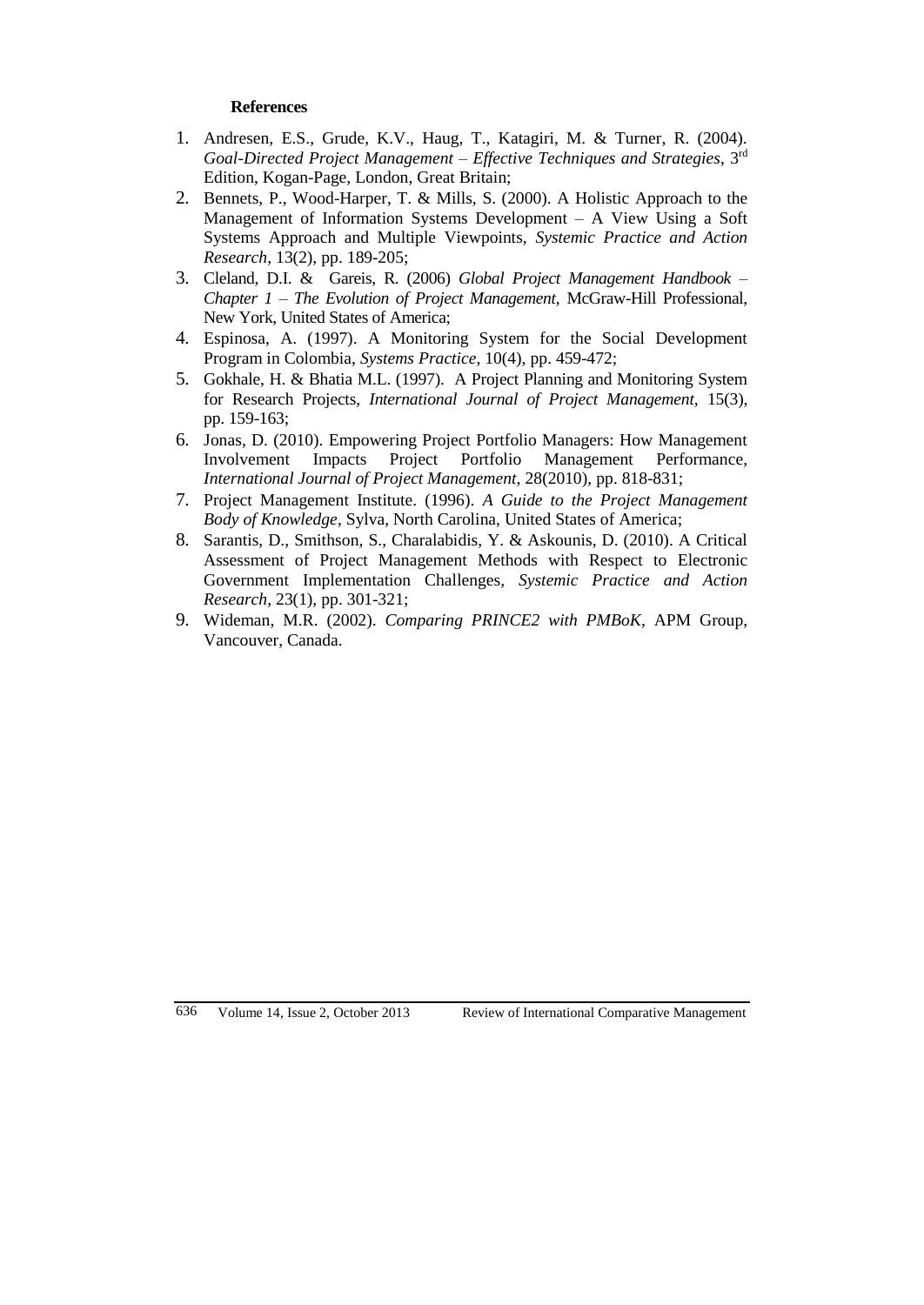**References**

1. Andresen, E.S., Grude, K.V., Haug, T., Katagiri, M. & Turner, R. (2004). *Goal-Directed Project Management – Effective Techniques and Strategies*, 3rd Edition, Kogan-Page, London, Great Britain;
2. Bennets, P., Wood-Harper, T. & Mills, S. (2000). A Holistic Approach to the Management of Information Systems Development – A View Using a Soft Systems Approach and Multiple Viewpoints, *Systemic Practice and Action Research*, 13(2), pp. 189-205;
3. Cleland, D.I. & Gareis, R. (2006) *Global Project Management Handbook – Chapter 1 – The Evolution of Project Management*, McGraw-Hill Professional, New York, United States of America;
4. Espinosa, A. (1997). A Monitoring System for the Social Development Program in Colombia, *Systems Practice*, 10(4), pp. 459-472;
5. Gokhale, H. & Bhatia M.L. (1997). A Project Planning and Monitoring System for Research Projects, *International Journal of Project Management*, 15(3), pp. 159-163;
6. Jonas, D. (2010). Empowering Project Portfolio Managers: How Management Involvement Impacts Project Portfolio Management Performance, *International Journal of Project Management*, 28(2010), pp. 818-831;
7. Project Management Institute. (1996). *A Guide to the Project Management Body of Knowledge*, Sylva, North Carolina, United States of America;
8. Sarantis, D., Smithson, S., Charalabidis, Y. & Askounis, D. (2010). A Critical Assessment of Project Management Methods with Respect to Electronic Government Implementation Challenges, *Systemic Practice and Action Research*, 23(1), pp. 301-321;
9. Wideman, M.R. (2002). *Comparing PRINCE2 with PMBoK*, APM Group, Vancouver, Canada.